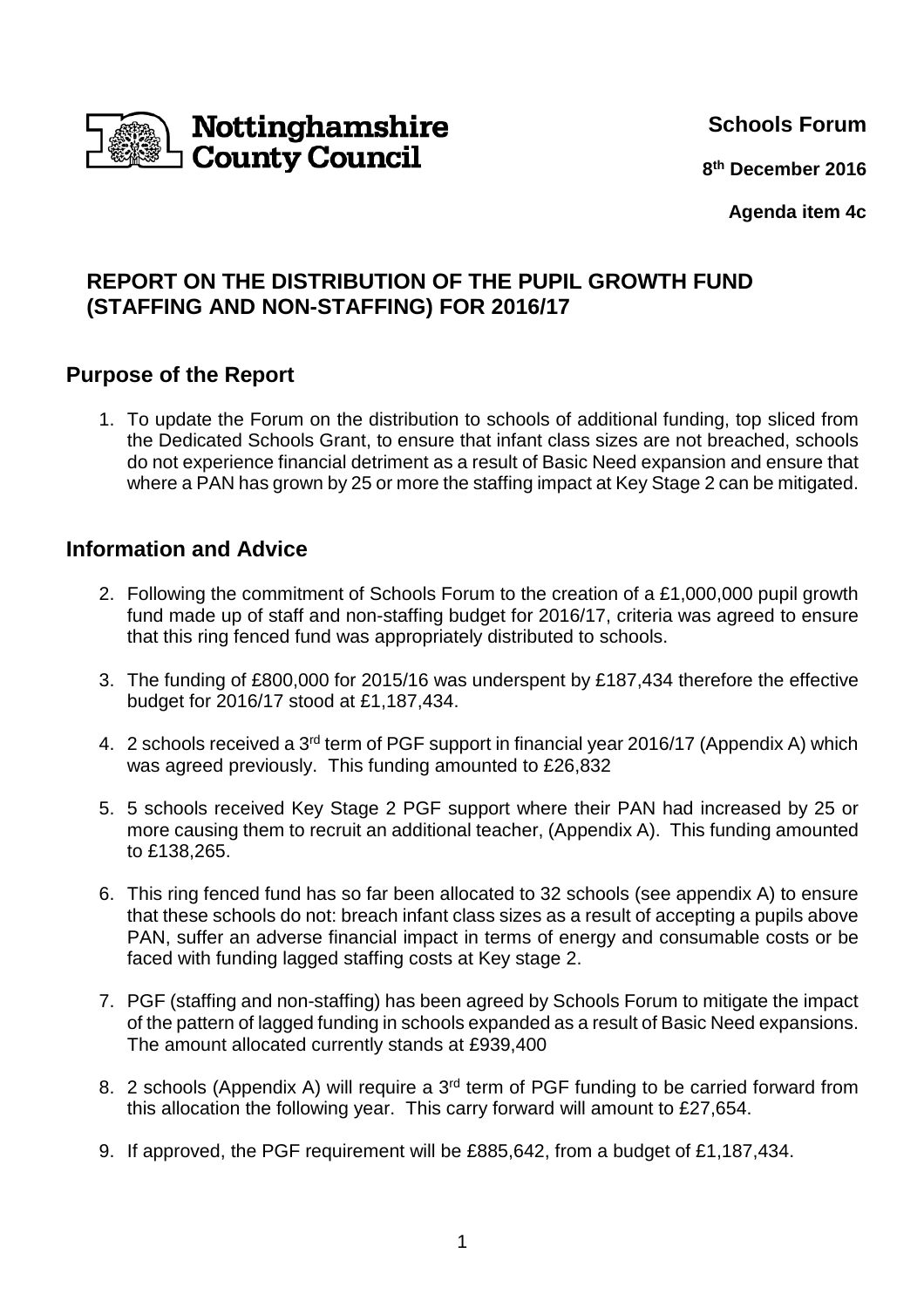Nottinghamshire County Council

**Schools Forum**

**8th December 2016**

**Agenda item 4c**

# REPORT ON THE DISTRIBUTION OF THE PUPIL GROWTH FUND (STAFFING AND NON-STAFFING) FOR 2016/17

## Purpose of the Report

1. To update the Forum on the distribution to schools of additional funding, top sliced from the Dedicated Schools Grant, to ensure that infant class sizes are not breached, schools do not experience financial detriment as a result of Basic Need expansion and ensure that where a PAN has grown by 25 or more the staffing impact at Key Stage 2 can be mitigated.

## Information and Advice

2. Following the commitment of Schools Forum to the creation of a £1,000,000 pupil growth fund made up of staff and non-staffing budget for 2016/17, criteria was agreed to ensure that this ring fenced fund was appropriately distributed to schools.

3. The funding of £800,000 for 2015/16 was underspent by £187,434 therefore the effective budget for 2016/17 stood at £1,187,434.

4. 2 schools received a 3rd term of PGF support in financial year 2016/17 (Appendix A) which was agreed previously. This funding amounted to £26,832

5. 5 schools received Key Stage 2 PGF support where their PAN had increased by 25 or more causing them to recruit an additional teacher, (Appendix A). This funding amounted to £138,265.

6. This ring fenced fund has so far been allocated to 32 schools (see appendix A) to ensure that these schools do not: breach infant class sizes as a result of accepting a pupils above PAN, suffer an adverse financial impact in terms of energy and consumable costs or be faced with funding lagged staffing costs at Key stage 2.

7. PGF (staffing and non-staffing) has been agreed by Schools Forum to mitigate the impact of the pattern of lagged funding in schools expanded as a result of Basic Need expansions. The amount allocated currently stands at £939,400

8. 2 schools (Appendix A) will require a 3rd term of PGF funding to be carried forward from this allocation the following year. This carry forward will amount to £27,654.

9. If approved, the PGF requirement will be £885,642, from a budget of £1,187,434.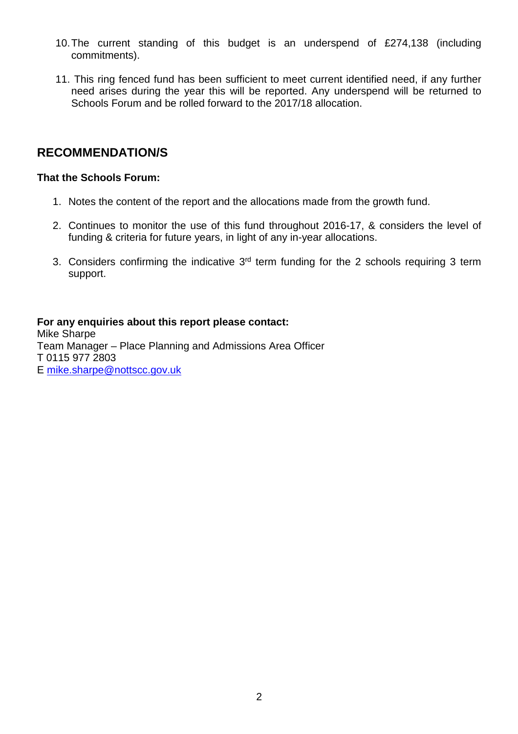10. The current standing of this budget is an underspend of £274,138 (including commitments).

11. This ring fenced fund has been sufficient to meet current identified need, if any further need arises during the year this will be reported. Any underspend will be returned to Schools Forum and be rolled forward to the 2017/18 allocation.

## RECOMMENDATION/S

**That the Schools Forum:**

1. Notes the content of the report and the allocations made from the growth fund.

2. Continues to monitor the use of this fund throughout 2016-17, & considers the level of funding & criteria for future years, in light of any in-year allocations.

3. Considers confirming the indicative 3rd term funding for the 2 schools requiring 3 term support.

**For any enquiries about this report please contact:**
Mike Sharpe
Team Manager – Place Planning and Admissions Area Officer
T 0115 977 2803
E mike.sharpe@nottscc.gov.uk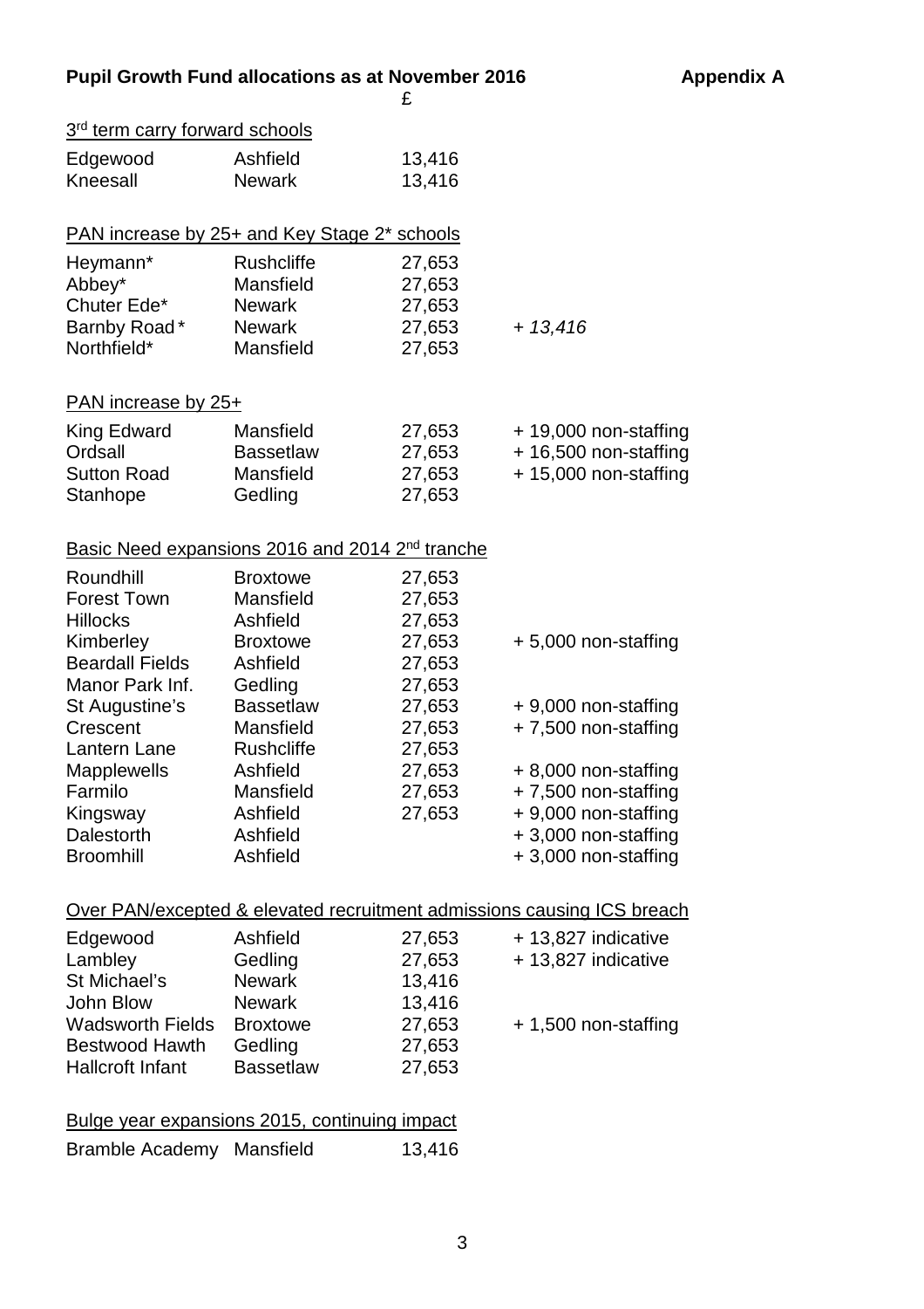**Pupil Growth Fund allocations as at November 2016** **Appendix A**

| | | £ | |
|---|---|---|---|
| 3rd term carry forward schools | | | |
| Edgewood | Ashfield | 13,416 | |
| Kneesall | Newark | 13,416 | |
| PAN increase by 25+ and Key Stage 2* schools | | | |
| Heymann* | Rushcliffe | 27,653 | |
| Abbey* | Mansfield | 27,653 | |
| Chuter Ede* | Newark | 27,653 | |
| Barnby Road* | Newark | 27,653 | *+ 13,416* |
| Northfield* | Mansfield | 27,653 | |
| PAN increase by 25+ | | | |
| King Edward | Mansfield | 27,653 | + 19,000 non-staffing |
| Ordsall | Bassetlaw | 27,653 | + 16,500 non-staffing |
| Sutton Road | Mansfield | 27,653 | + 15,000 non-staffing |
| Stanhope | Gedling | 27,653 | |
| Basic Need expansions 2016 and 2014 2nd tranche | | | |
| Roundhill | Broxtowe | 27,653 | |
| Forest Town | Mansfield | 27,653 | |
| Hillocks | Ashfield | 27,653 | |
| Kimberley | Broxtowe | 27,653 | + 5,000 non-staffing |
| Beardall Fields | Ashfield | 27,653 | |
| Manor Park Inf. | Gedling | 27,653 | |
| St Augustine's | Bassetlaw | 27,653 | + 9,000 non-staffing |
| Crescent | Mansfield | 27,653 | + 7,500 non-staffing |
| Lantern Lane | Rushcliffe | 27,653 | |
| Mapplewells | Ashfield | 27,653 | + 8,000 non-staffing |
| Farmilo | Mansfield | 27,653 | + 7,500 non-staffing |
| Kingsway | Ashfield | 27,653 | + 9,000 non-staffing |
| Dalestorth | Ashfield | | + 3,000 non-staffing |
| Broomhill | Ashfield | | + 3,000 non-staffing |
| Over PAN/excepted & elevated recruitment admissions causing ICS breach | | | |
| Edgewood | Ashfield | 27,653 | + 13,827 indicative |
| Lambley | Gedling | 27,653 | + 13,827 indicative |
| St Michael's | Newark | 13,416 | |
| John Blow | Newark | 13,416 | |
| Wadsworth Fields | Broxtowe | 27,653 | + 1,500 non-staffing |
| Bestwood Hawth | Gedling | 27,653 | |
| Hallcroft Infant | Bassetlaw | 27,653 | |
| Bulge year expansions 2015, continuing impact | | | |
| Bramble Academy | Mansfield | 13,416 | |